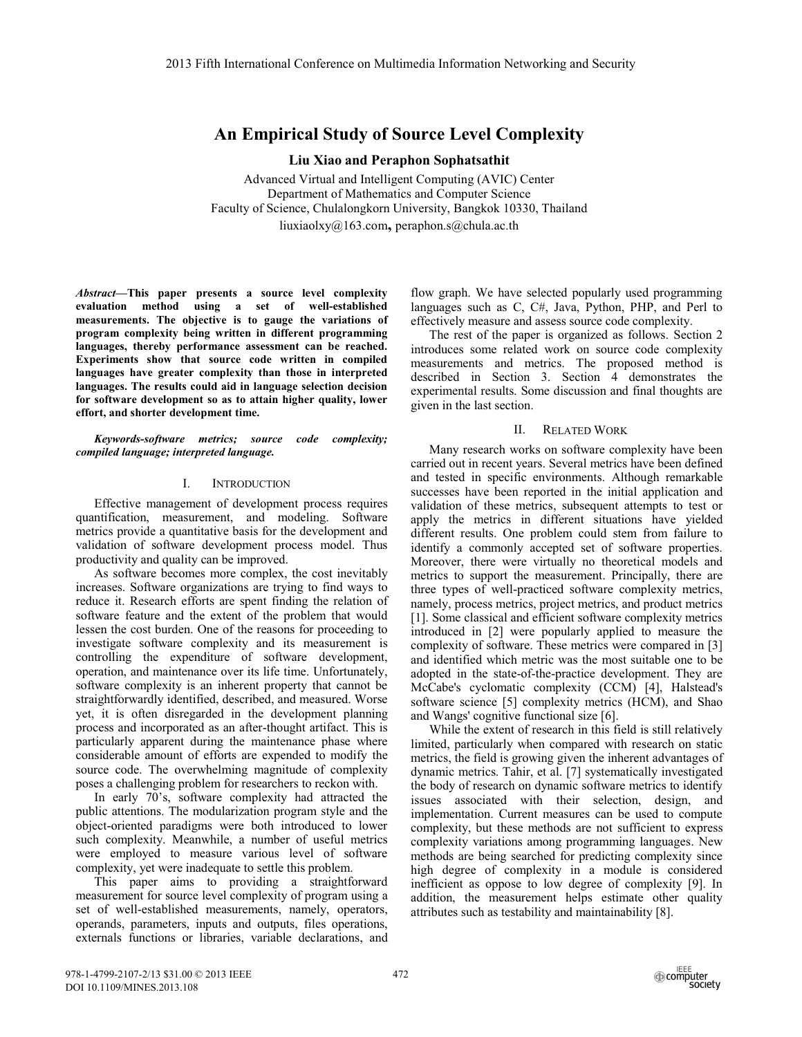# An Empirical Study of Source Level Complexity

**Liu Xiao and Peraphon Sophatsathit**

Advanced Virtual and Intelligent Computing (AVIC) Center
Department of Mathematics and Computer Science
Faculty of Science, Chulalongkorn University, Bangkok 10330, Thailand
liuxiaolxy@163.com, peraphon.s@chula.ac.th

***Abstract*—This paper presents a source level complexity evaluation method using a set of well-established measurements. The objective is to gauge the variations of program complexity being written in different programming languages, thereby performance assessment can be reached. Experiments show that source code written in compiled languages have greater complexity than those in interpreted languages. The results could aid in language selection decision for software development so as to attain higher quality, lower effort, and shorter development time.**

***Keywords-software metrics; source code complexity; compiled language; interpreted language.***

## I. Introduction

Effective management of development process requires quantification, measurement, and modeling. Software metrics provide a quantitative basis for the development and validation of software development process model. Thus productivity and quality can be improved.

As software becomes more complex, the cost inevitably increases. Software organizations are trying to find ways to reduce it. Research efforts are spent finding the relation of software feature and the extent of the problem that would lessen the cost burden. One of the reasons for proceeding to investigate software complexity and its measurement is controlling the expenditure of software development, operation, and maintenance over its life time. Unfortunately, software complexity is an inherent property that cannot be straightforwardly identified, described, and measured. Worse yet, it is often disregarded in the development planning process and incorporated as an after-thought artifact. This is particularly apparent during the maintenance phase where considerable amount of efforts are expended to modify the source code. The overwhelming magnitude of complexity poses a challenging problem for researchers to reckon with.

In early 70's, software complexity had attracted the public attentions. The modularization program style and the object-oriented paradigms were both introduced to lower such complexity. Meanwhile, a number of useful metrics were employed to measure various level of software complexity, yet were inadequate to settle this problem.

This paper aims to providing a straightforward measurement for source level complexity of program using a set of well-established measurements, namely, operators, operands, parameters, inputs and outputs, files operations, externals functions or libraries, variable declarations, and flow graph. We have selected popularly used programming languages such as C, C#, Java, Python, PHP, and Perl to effectively measure and assess source code complexity.

The rest of the paper is organized as follows. Section 2 introduces some related work on source code complexity measurements and metrics. The proposed method is described in Section 3. Section 4 demonstrates the experimental results. Some discussion and final thoughts are given in the last section.

## II. Related Work

Many research works on software complexity have been carried out in recent years. Several metrics have been defined and tested in specific environments. Although remarkable successes have been reported in the initial application and validation of these metrics, subsequent attempts to test or apply the metrics in different situations have yielded different results. One problem could stem from failure to identify a commonly accepted set of software properties. Moreover, there were virtually no theoretical models and metrics to support the measurement. Principally, there are three types of well-practiced software complexity metrics, namely, process metrics, project metrics, and product metrics [1]. Some classical and efficient software complexity metrics introduced in [2] were popularly applied to measure the complexity of software. These metrics were compared in [3] and identified which metric was the most suitable one to be adopted in the state-of-the-practice development. They are McCabe's cyclomatic complexity (CCM) [4], Halstead's software science [5] complexity metrics (HCM), and Shao and Wangs' cognitive functional size [6].

While the extent of research in this field is still relatively limited, particularly when compared with research on static metrics, the field is growing given the inherent advantages of dynamic metrics. Tahir, et al. [7] systematically investigated the body of research on dynamic software metrics to identify issues associated with their selection, design, and implementation. Current measures can be used to compute complexity, but these methods are not sufficient to express complexity variations among programming languages. New methods are being searched for predicting complexity since high degree of complexity in a module is considered inefficient as oppose to low degree of complexity [9]. In addition, the measurement helps estimate other quality attributes such as testability and maintainability [8].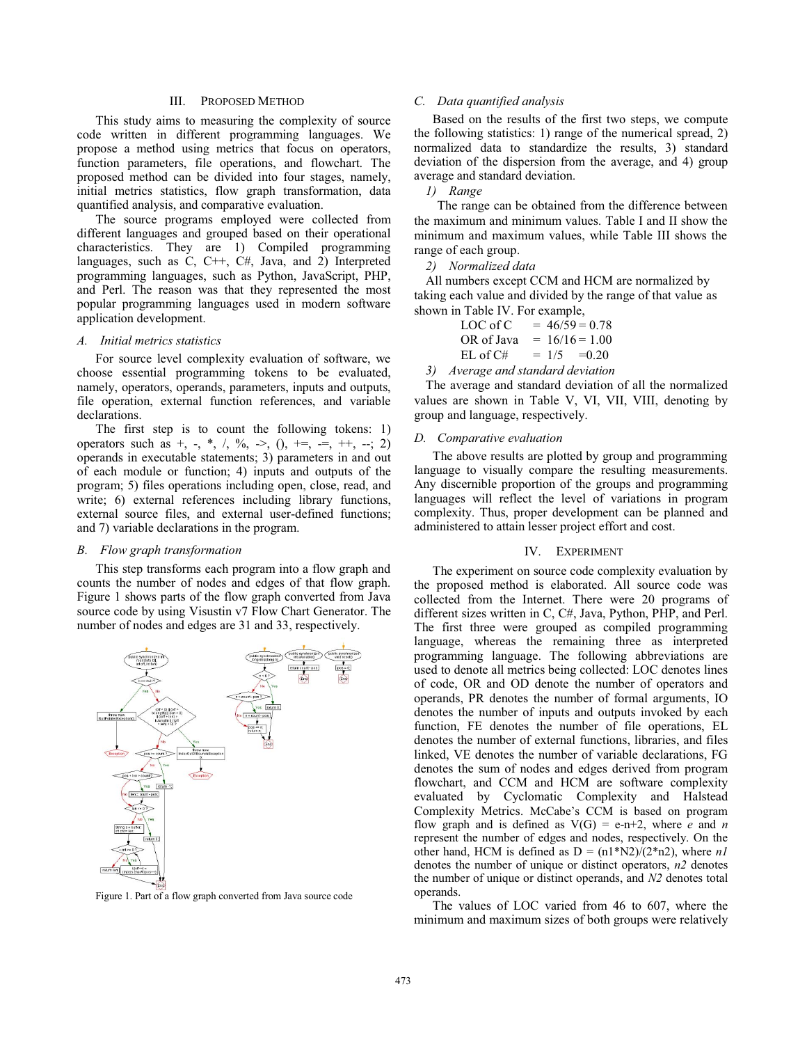## III. PROPOSED METHOD

This study aims to measuring the complexity of source code written in different programming languages. We propose a method using metrics that focus on operators, function parameters, file operations, and flowchart. The proposed method can be divided into four stages, namely, initial metrics statistics, flow graph transformation, data quantified analysis, and comparative evaluation.

The source programs employed were collected from different languages and grouped based on their operational characteristics. They are 1) Compiled programming languages, such as C, C++, C#, Java, and 2) Interpreted programming languages, such as Python, JavaScript, PHP, and Perl. The reason was that they represented the most popular programming languages used in modern software application development.

### *A. Initial metrics statistics*

For source level complexity evaluation of software, we choose essential programming tokens to be evaluated, namely, operators, operands, parameters, inputs and outputs, file operation, external function references, and variable declarations.

The first step is to count the following tokens: 1) operators such as +, -, *, /, %, ->, (), +=, -=, ++, --; 2) operands in executable statements; 3) parameters in and out of each module or function; 4) inputs and outputs of the program; 5) files operations including open, close, read, and write; 6) external references including library functions, external source files, and external user-defined functions; and 7) variable declarations in the program.

### *B. Flow graph transformation*

This step transforms each program into a flow graph and counts the number of nodes and edges of that flow graph. Figure 1 shows parts of the flow graph converted from Java source code by using Visustin v7 Flow Chart Generator. The number of nodes and edges are 31 and 33, respectively.

Figure 1. Part of a flow graph converted from Java source code

### *C. Data quantified analysis*

Based on the results of the first two steps, we compute the following statistics: 1) range of the numerical spread, 2) normalized data to standardize the results, 3) standard deviation of the dispersion from the average, and 4) group average and standard deviation.

*1) Range*

The range can be obtained from the difference between the maximum and minimum values. Table I and II show the minimum and maximum values, while Table III shows the range of each group.

*2) Normalized data*

All numbers except CCM and HCM are normalized by taking each value and divided by the range of that value as shown in Table IV. For example,

LOC of C = 46/59 = 0.78
OR of Java = 16/16 = 1.00
EL of C# = 1/5 = 0.20

*3) Average and standard deviation*

The average and standard deviation of all the normalized values are shown in Table V, VI, VII, VIII, denoting by group and language, respectively.

### *D. Comparative evaluation*

The above results are plotted by group and programming language to visually compare the resulting measurements. Any discernible proportion of the groups and programming languages will reflect the level of variations in program complexity. Thus, proper development can be planned and administered to attain lesser project effort and cost.

## IV. EXPERIMENT

The experiment on source code complexity evaluation by the proposed method is elaborated. All source code was collected from the Internet. There were 20 programs of different sizes written in C, C#, Java, Python, PHP, and Perl. The first three were grouped as compiled programming language, whereas the remaining three as interpreted programming language. The following abbreviations are used to denote all metrics being collected: LOC denotes lines of code, OR and OD denote the number of operators and operands, PR denotes the number of formal arguments, IO denotes the number of inputs and outputs invoked by each function, FE denotes the number of file operations, EL denotes the number of external functions, libraries, and files linked, VE denotes the number of variable declarations, FG denotes the sum of nodes and edges derived from program flowchart, and CCM and HCM are software complexity evaluated by Cyclomatic Complexity and Halstead Complexity Metrics. McCabe's CCM is based on program flow graph and is defined as $V(G) = e-n+2$, where $e$ and $n$ represent the number of edges and nodes, respectively. On the other hand, HCM is defined as $D = (n1*N2)/(2*n2)$, where $n1$ denotes the number of unique or distinct operators, $n2$ denotes the number of unique or distinct operands, and $N2$ denotes total operands.

The values of LOC varied from 46 to 607, where the minimum and maximum sizes of both groups were relatively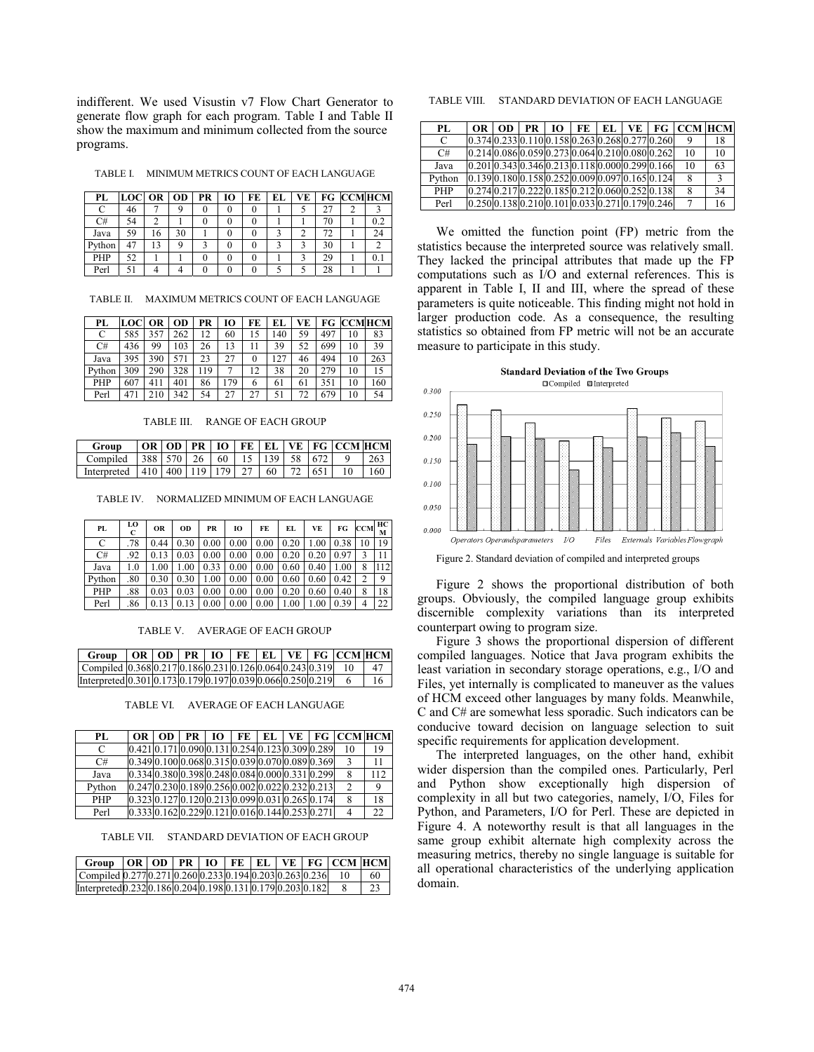indifferent. We used Visustin v7 Flow Chart Generator to generate flow graph for each program. Table I and Table II show the maximum and minimum collected from the source programs.

TABLE I. MINIMUM METRICS COUNT OF EACH LANGUAGE

| PL | LOC | OR | OD | PR | IO | FE | EL | VE | FG | CCM | HCM |
|---|---|---|---|---|---|---|---|---|---|---|---|
| C | 46 | 7 | 9 | 0 | 0 | 0 | 1 | 5 | 27 | 2 | 3 |
| C# | 54 | 2 | 1 | 0 | 0 | 0 | 1 | 1 | 70 | 1 | 0.2 |
| Java | 59 | 16 | 30 | 1 | 0 | 0 | 3 | 2 | 72 | 1 | 24 |
| Python | 47 | 13 | 9 | 3 | 0 | 0 | 3 | 3 | 30 | 1 | 2 |
| PHP | 52 | 1 | 1 | 0 | 0 | 0 | 1 | 3 | 29 | 1 | 0.1 |
| Perl | 51 | 4 | 4 | 0 | 0 | 0 | 5 | 5 | 28 | 1 | 1 |

TABLE II. MAXIMUM METRICS COUNT OF EACH LANGUAGE

| PL | LOC | OR | OD | PR | IO | FE | EL | VE | FG | CCM | HCM |
|---|---|---|---|---|---|---|---|---|---|---|---|
| C | 585 | 357 | 262 | 12 | 60 | 15 | 140 | 59 | 497 | 10 | 83 |
| C# | 436 | 99 | 103 | 26 | 13 | 11 | 39 | 52 | 699 | 10 | 39 |
| Java | 395 | 390 | 571 | 23 | 27 | 0 | 127 | 46 | 494 | 10 | 263 |
| Python | 309 | 290 | 328 | 119 | 7 | 12 | 38 | 20 | 279 | 10 | 15 |
| PHP | 607 | 411 | 401 | 86 | 179 | 6 | 61 | 61 | 351 | 10 | 160 |
| Perl | 471 | 210 | 342 | 54 | 27 | 27 | 51 | 72 | 679 | 10 | 54 |

TABLE III. RANGE OF EACH GROUP

| Group | OR | OD | PR | IO | FE | EL | VE | FG | CCM | HCM |
|---|---|---|---|---|---|---|---|---|---|---|
| Compiled | 388 | 570 | 26 | 60 | 15 | 139 | 58 | 672 | 9 | 263 |
| Interpreted | 410 | 400 | 119 | 179 | 27 | 60 | 72 | 651 | 10 | 160 |

TABLE IV. NORMALIZED MINIMUM OF EACH LANGUAGE

| PL | LOC | OR | OD | PR | IO | FE | EL | VE | FG | CCM | HCM |
|---|---|---|---|---|---|---|---|---|---|---|---|
| C | .78 | 0.44 | 0.30 | 0.00 | 0.00 | 0.00 | 0.20 | 1.00 | 0.38 | 10 | 19 |
| C# | .92 | 0.13 | 0.03 | 0.00 | 0.00 | 0.00 | 0.20 | 0.20 | 0.97 | 3 | 11 |
| Java | 1.0 | 1.00 | 1.00 | 0.33 | 0.00 | 0.00 | 0.60 | 0.40 | 1.00 | 8 | 112 |
| Python | .80 | 0.30 | 0.30 | 1.00 | 0.00 | 0.00 | 0.60 | 0.60 | 0.42 | 2 | 9 |
| PHP | .88 | 0.03 | 0.03 | 0.00 | 0.00 | 0.00 | 0.20 | 0.60 | 0.40 | 8 | 18 |
| Perl | .86 | 0.13 | 0.13 | 0.00 | 0.00 | 0.00 | 1.00 | 1.00 | 0.39 | 4 | 22 |

TABLE V. AVERAGE OF EACH GROUP

| Group | OR | OD | PR | IO | FE | EL | VE | FG | CCM | HCM |
|---|---|---|---|---|---|---|---|---|---|---|
| Compiled | 0.368 | 0.217 | 0.186 | 0.231 | 0.126 | 0.064 | 0.243 | 0.319 | 10 | 47 |
| Interpreted | 0.301 | 0.173 | 0.179 | 0.197 | 0.039 | 0.066 | 0.250 | 0.219 | 6 | 16 |

TABLE VI. AVERAGE OF EACH LANGUAGE

| PL | OR | OD | PR | IO | FE | EL | VE | FG | CCM | HCM |
|---|---|---|---|---|---|---|---|---|---|---|
| C | 0.421 | 0.171 | 0.090 | 0.131 | 0.254 | 0.123 | 0.309 | 0.289 | 10 | 19 |
| C# | 0.349 | 0.100 | 0.068 | 0.315 | 0.039 | 0.070 | 0.089 | 0.369 | 3 | 11 |
| Java | 0.334 | 0.380 | 0.398 | 0.248 | 0.084 | 0.000 | 0.331 | 0.299 | 8 | 112 |
| Python | 0.247 | 0.230 | 0.189 | 0.256 | 0.002 | 0.022 | 0.232 | 0.213 | 2 | 9 |
| PHP | 0.323 | 0.127 | 0.120 | 0.213 | 0.099 | 0.031 | 0.265 | 0.174 | 8 | 18 |
| Perl | 0.333 | 0.162 | 0.229 | 0.121 | 0.016 | 0.144 | 0.253 | 0.271 | 4 | 22 |

TABLE VII. STANDARD DEVIATION OF EACH GROUP

| Group | OR | OD | PR | IO | FE | EL | VE | FG | CCM | HCM |
|---|---|---|---|---|---|---|---|---|---|---|
| Compiled | 0.277 | 0.271 | 0.260 | 0.233 | 0.194 | 0.203 | 0.263 | 0.236 | 10 | 60 |
| Interpreted | 0.232 | 0.186 | 0.204 | 0.198 | 0.131 | 0.179 | 0.203 | 0.182 | 8 | 23 |

TABLE VIII. STANDARD DEVIATION OF EACH LANGUAGE

| PL | OR | OD | PR | IO | FE | EL | VE | FG | CCM | HCM |
|---|---|---|---|---|---|---|---|---|---|---|
| C | 0.374 | 0.233 | 0.110 | 0.158 | 0.263 | 0.268 | 0.277 | 0.260 | 9 | 18 |
| C# | 0.214 | 0.086 | 0.059 | 0.273 | 0.064 | 0.210 | 0.080 | 0.262 | 10 | 10 |
| Java | 0.201 | 0.343 | 0.346 | 0.213 | 0.118 | 0.000 | 0.299 | 0.166 | 10 | 63 |
| Python | 0.139 | 0.180 | 0.158 | 0.252 | 0.009 | 0.097 | 0.165 | 0.124 | 8 | 3 |
| PHP | 0.274 | 0.217 | 0.222 | 0.185 | 0.212 | 0.060 | 0.252 | 0.138 | 8 | 34 |
| Perl | 0.250 | 0.138 | 0.210 | 0.101 | 0.033 | 0.271 | 0.179 | 0.246 | 7 | 16 |

We omitted the function point (FP) metric from the statistics because the interpreted source was relatively small. They lacked the principal attributes that made up the FP computations such as I/O and external references. This is apparent in Table I, II and III, where the spread of these parameters is quite noticeable. This finding might not hold in larger production code. As a consequence, the resulting statistics so obtained from FP metric will not be an accurate measure to participate in this study.

Figure 2. Standard deviation of compiled and interpreted groups

Figure 2 shows the proportional distribution of both groups. Obviously, the compiled language group exhibits discernible complexity variations than its interpreted counterpart owing to program size.

Figure 3 shows the proportional dispersion of different compiled languages. Notice that Java program exhibits the least variation in secondary storage operations, e.g., I/O and Files, yet internally is complicated to maneuver as the values of HCM exceed other languages by many folds. Meanwhile, C and C# are somewhat less sporadic. Such indicators can be conducive toward decision on language selection to suit specific requirements for application development.

The interpreted languages, on the other hand, exhibit wider dispersion than the compiled ones. Particularly, Perl and Python show exceptionally high dispersion of complexity in all but two categories, namely, I/O, Files for Python, and Parameters, I/O for Perl. These are depicted in Figure 4. A noteworthy result is that all languages in the same group exhibit alternate high complexity across the measuring metrics, thereby no single language is suitable for all operational characteristics of the underlying application domain.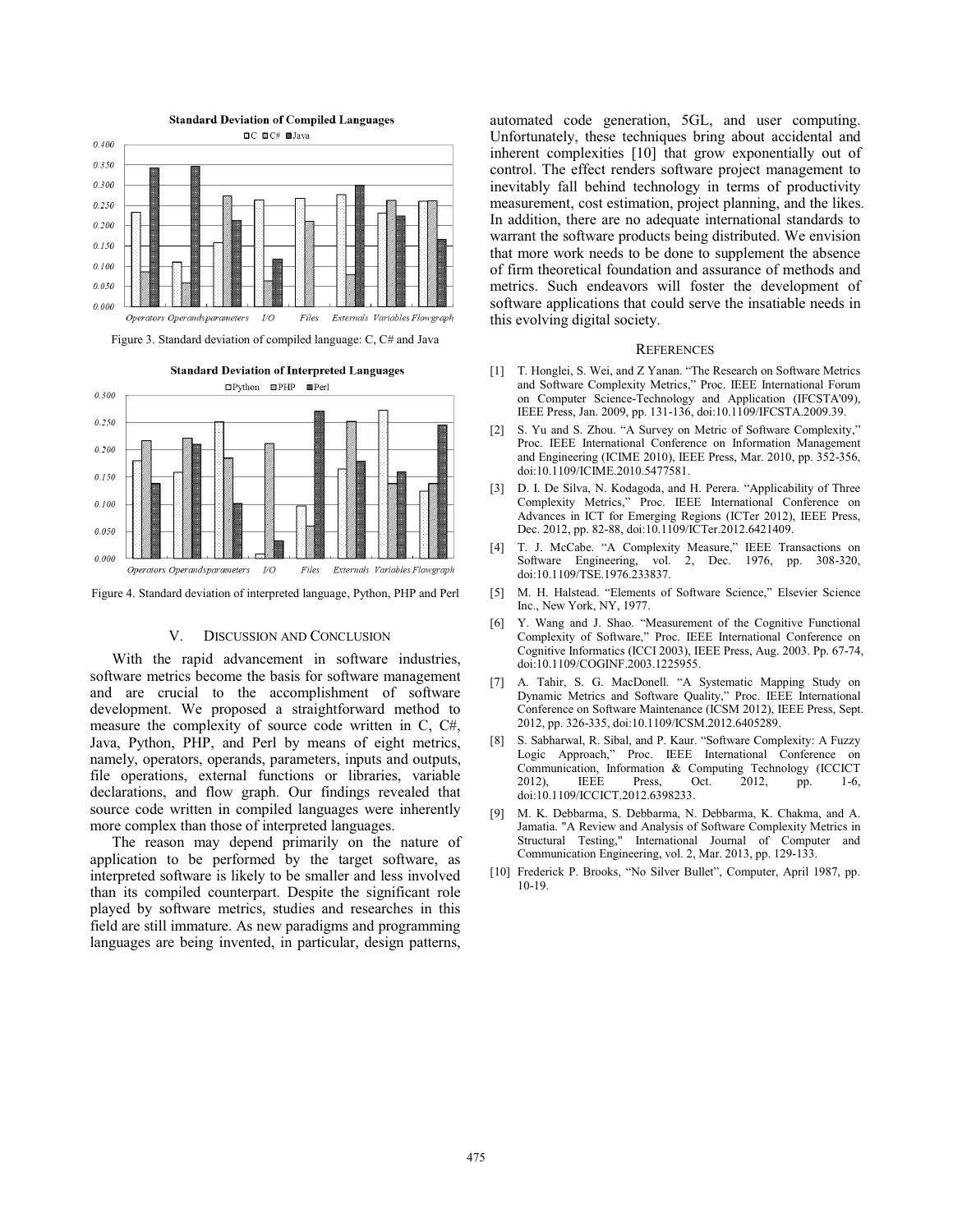**Standard Deviation of Compiled Languages**

C C# Java

0.400
0.350
0.300
0.250
0.200
0.150
0.100
0.050
0.000

Operators Operands parameters I/O Files Externals Variables Flowgraph

Figure 3. Standard deviation of compiled language: C, C# and Java

**Standard Deviation of Interpreted Languages**

Python PHP Perl

0.300
0.250
0.200
0.150
0.100
0.050
0.000

Operators Operands parameters I/O Files Externals Variables Flowgraph

Figure 4. Standard deviation of interpreted language, Python, PHP and Perl

## V. Discussion and Conclusion

With the rapid advancement in software industries, software metrics become the basis for software management and are crucial to the accomplishment of software development. We proposed a straightforward method to measure the complexity of source code written in C, C#, Java, Python, PHP, and Perl by means of eight metrics, namely, operators, operands, parameters, inputs and outputs, file operations, external functions or libraries, variable declarations, and flow graph. Our findings revealed that source code written in compiled languages were inherently more complex than those of interpreted languages.

The reason may depend primarily on the nature of application to be performed by the target software, as interpreted software is likely to be smaller and less involved than its compiled counterpart. Despite the significant role played by software metrics, studies and researches in this field are still immature. As new paradigms and programming languages are being invented, in particular, design patterns, automated code generation, 5GL, and user computing. Unfortunately, these techniques bring about accidental and inherent complexities [10] that grow exponentially out of control. The effect renders software project management to inevitably fall behind technology in terms of productivity measurement, cost estimation, project planning, and the likes. In addition, there are no adequate international standards to warrant the software products being distributed. We envision that more work needs to be done to supplement the absence of firm theoretical foundation and assurance of methods and metrics. Such endeavors will foster the development of software applications that could serve the insatiable needs in this evolving digital society.

## References

[1] T. Honglei, S. Wei, and Z Yanan. "The Research on Software Metrics and Software Complexity Metrics," Proc. IEEE International Forum on Computer Science-Technology and Application (IFCSTA'09), IEEE Press, Jan. 2009, pp. 131-136, doi:10.1109/IFCSTA.2009.39.

[2] S. Yu and S. Zhou. "A Survey on Metric of Software Complexity," Proc. IEEE International Conference on Information Management and Engineering (ICIME 2010), IEEE Press, Mar. 2010, pp. 352-356, doi:10.1109/ICIME.2010.5477581.

[3] D. I. De Silva, N. Kodagoda, and H. Perera. "Applicability of Three Complexity Metrics," Proc. IEEE International Conference on Advances in ICT for Emerging Regions (ICTer 2012), IEEE Press, Dec. 2012, pp. 82-88, doi:10.1109/ICTer.2012.6421409.

[4] T. J. McCabe. "A Complexity Measure," IEEE Transactions on Software Engineering, vol. 2, Dec. 1976, pp. 308-320, doi:10.1109/TSE.1976.233837.

[5] M. H. Halstead. "Elements of Software Science," Elsevier Science Inc., New York, NY, 1977.

[6] Y. Wang and J. Shao. "Measurement of the Cognitive Functional Complexity of Software," Proc. IEEE International Conference on Cognitive Informatics (ICCI 2003), IEEE Press, Aug. 2003. Pp. 67-74, doi:10.1109/COGINF.2003.1225955.

[7] A. Tahir, S. G. MacDonell. "A Systematic Mapping Study on Dynamic Metrics and Software Quality," Proc. IEEE International Conference on Software Maintenance (ICSM 2012), IEEE Press, Sept. 2012, pp. 326-335, doi:10.1109/ICSM.2012.6405289.

[8] S. Sabharwal, R. Sibal, and P. Kaur. "Software Complexity: A Fuzzy Logic Approach," Proc. IEEE International Conference on Communication, Information & Computing Technology (ICCICT 2012), IEEE Press, Oct. 2012, pp. 1-6, doi:10.1109/ICCICT.2012.6398233.

[9] M. K. Debbarma, S. Debbarma, N. Debbarma, K. Chakma, and A. Jamatia. "A Review and Analysis of Software Complexity Metrics in Structural Testing," International Journal of Computer and Communication Engineering, vol. 2, Mar. 2013, pp. 129-133.

[10] Frederick P. Brooks, "No Silver Bullet", Computer, April 1987, pp. 10-19.